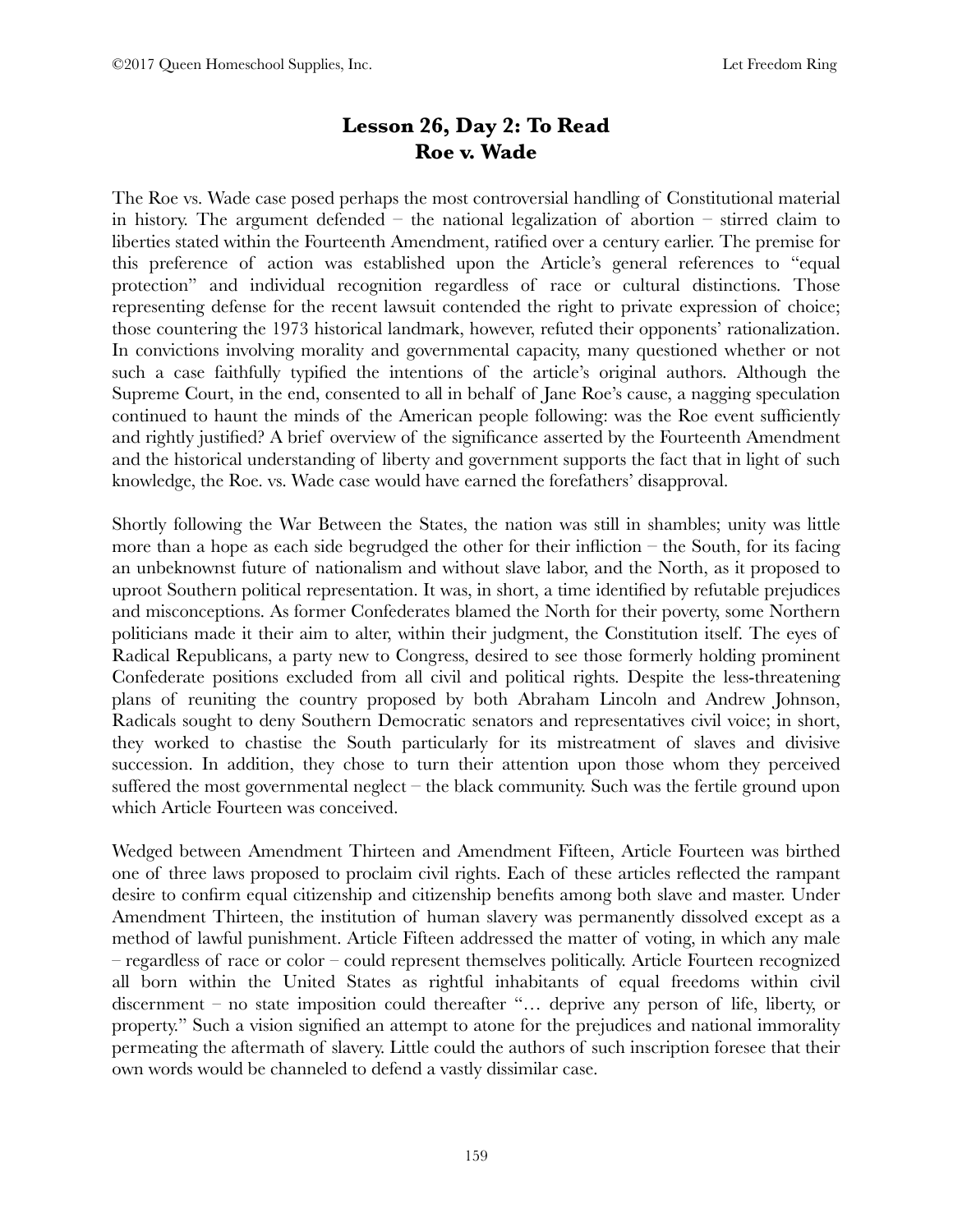## Lesson 26, Day 2: To Read
## Roe v. Wade

The Roe vs. Wade case posed perhaps the most controversial handling of Constitutional material in history. The argument defended – the national legalization of abortion – stirred claim to liberties stated within the Fourteenth Amendment, ratified over a century earlier. The premise for this preference of action was established upon the Article's general references to "equal protection" and individual recognition regardless of race or cultural distinctions. Those representing defense for the recent lawsuit contended the right to private expression of choice; those countering the 1973 historical landmark, however, refuted their opponents' rationalization. In convictions involving morality and governmental capacity, many questioned whether or not such a case faithfully typified the intentions of the article's original authors. Although the Supreme Court, in the end, consented to all in behalf of Jane Roe's cause, a nagging speculation continued to haunt the minds of the American people following: was the Roe event sufficiently and rightly justified? A brief overview of the significance asserted by the Fourteenth Amendment and the historical understanding of liberty and government supports the fact that in light of such knowledge, the Roe. vs. Wade case would have earned the forefathers' disapproval.

Shortly following the War Between the States, the nation was still in shambles; unity was little more than a hope as each side begrudged the other for their infliction – the South, for its facing an unbeknownst future of nationalism and without slave labor, and the North, as it proposed to uproot Southern political representation. It was, in short, a time identified by refutable prejudices and misconceptions. As former Confederates blamed the North for their poverty, some Northern politicians made it their aim to alter, within their judgment, the Constitution itself. The eyes of Radical Republicans, a party new to Congress, desired to see those formerly holding prominent Confederate positions excluded from all civil and political rights. Despite the less-threatening plans of reuniting the country proposed by both Abraham Lincoln and Andrew Johnson, Radicals sought to deny Southern Democratic senators and representatives civil voice; in short, they worked to chastise the South particularly for its mistreatment of slaves and divisive succession. In addition, they chose to turn their attention upon those whom they perceived suffered the most governmental neglect – the black community. Such was the fertile ground upon which Article Fourteen was conceived.

Wedged between Amendment Thirteen and Amendment Fifteen, Article Fourteen was birthed one of three laws proposed to proclaim civil rights. Each of these articles reflected the rampant desire to confirm equal citizenship and citizenship benefits among both slave and master. Under Amendment Thirteen, the institution of human slavery was permanently dissolved except as a method of lawful punishment. Article Fifteen addressed the matter of voting, in which any male – regardless of race or color – could represent themselves politically. Article Fourteen recognized all born within the United States as rightful inhabitants of equal freedoms within civil discernment – no state imposition could thereafter "… deprive any person of life, liberty, or property." Such a vision signified an attempt to atone for the prejudices and national immorality permeating the aftermath of slavery. Little could the authors of such inscription foresee that their own words would be channeled to defend a vastly dissimilar case.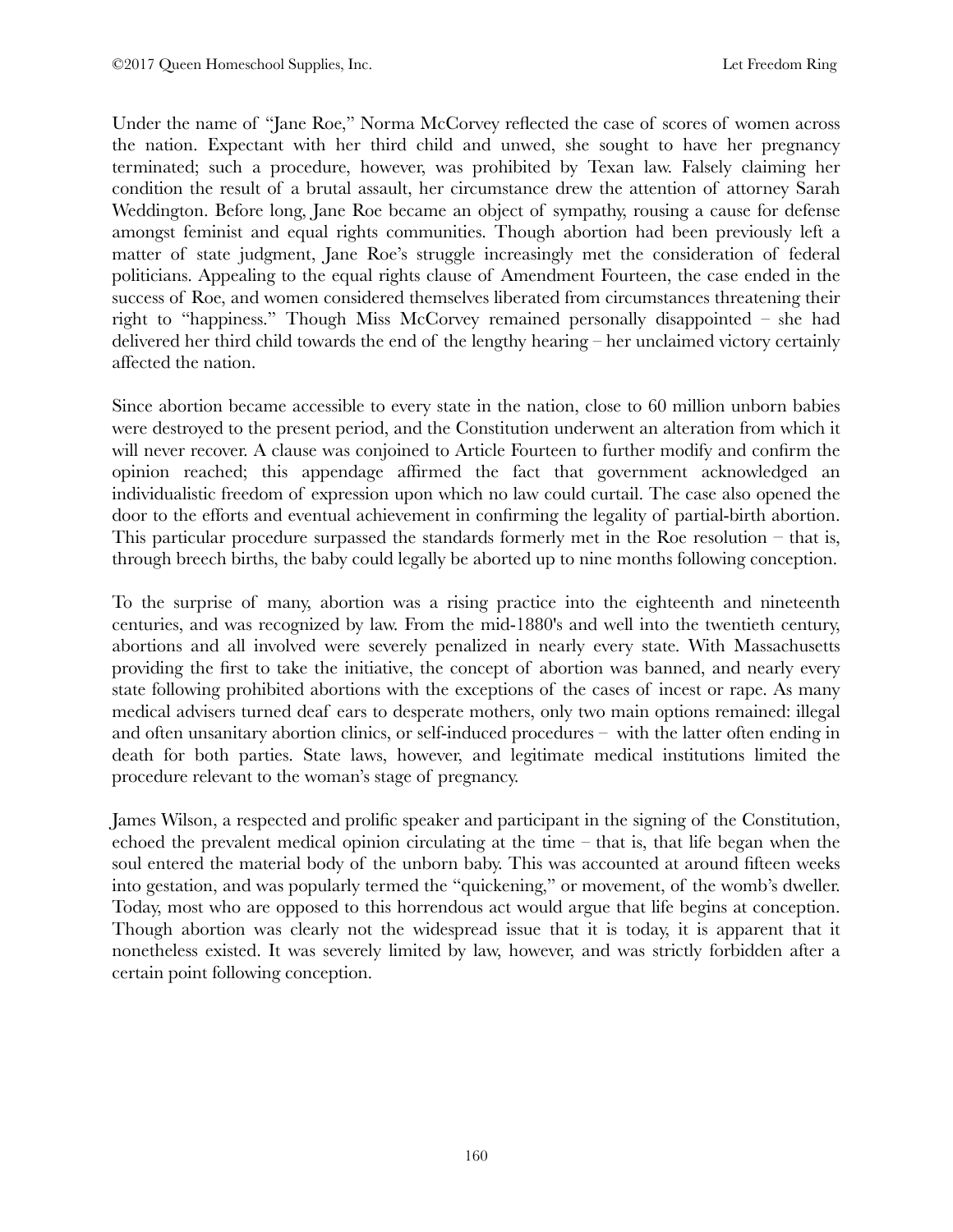Under the name of "Jane Roe," Norma McCorvey reflected the case of scores of women across the nation. Expectant with her third child and unwed, she sought to have her pregnancy terminated; such a procedure, however, was prohibited by Texan law. Falsely claiming her condition the result of a brutal assault, her circumstance drew the attention of attorney Sarah Weddington. Before long, Jane Roe became an object of sympathy, rousing a cause for defense amongst feminist and equal rights communities. Though abortion had been previously left a matter of state judgment, Jane Roe's struggle increasingly met the consideration of federal politicians. Appealing to the equal rights clause of Amendment Fourteen, the case ended in the success of Roe, and women considered themselves liberated from circumstances threatening their right to "happiness." Though Miss McCorvey remained personally disappointed – she had delivered her third child towards the end of the lengthy hearing – her unclaimed victory certainly affected the nation.

Since abortion became accessible to every state in the nation, close to 60 million unborn babies were destroyed to the present period, and the Constitution underwent an alteration from which it will never recover. A clause was conjoined to Article Fourteen to further modify and confirm the opinion reached; this appendage affirmed the fact that government acknowledged an individualistic freedom of expression upon which no law could curtail. The case also opened the door to the efforts and eventual achievement in confirming the legality of partial-birth abortion. This particular procedure surpassed the standards formerly met in the Roe resolution – that is, through breech births, the baby could legally be aborted up to nine months following conception.

To the surprise of many, abortion was a rising practice into the eighteenth and nineteenth centuries, and was recognized by law. From the mid-1880's and well into the twentieth century, abortions and all involved were severely penalized in nearly every state. With Massachusetts providing the first to take the initiative, the concept of abortion was banned, and nearly every state following prohibited abortions with the exceptions of the cases of incest or rape. As many medical advisers turned deaf ears to desperate mothers, only two main options remained: illegal and often unsanitary abortion clinics, or self-induced procedures – with the latter often ending in death for both parties. State laws, however, and legitimate medical institutions limited the procedure relevant to the woman's stage of pregnancy.

James Wilson, a respected and prolific speaker and participant in the signing of the Constitution, echoed the prevalent medical opinion circulating at the time – that is, that life began when the soul entered the material body of the unborn baby. This was accounted at around fifteen weeks into gestation, and was popularly termed the "quickening," or movement, of the womb's dweller. Today, most who are opposed to this horrendous act would argue that life begins at conception. Though abortion was clearly not the widespread issue that it is today, it is apparent that it nonetheless existed. It was severely limited by law, however, and was strictly forbidden after a certain point following conception.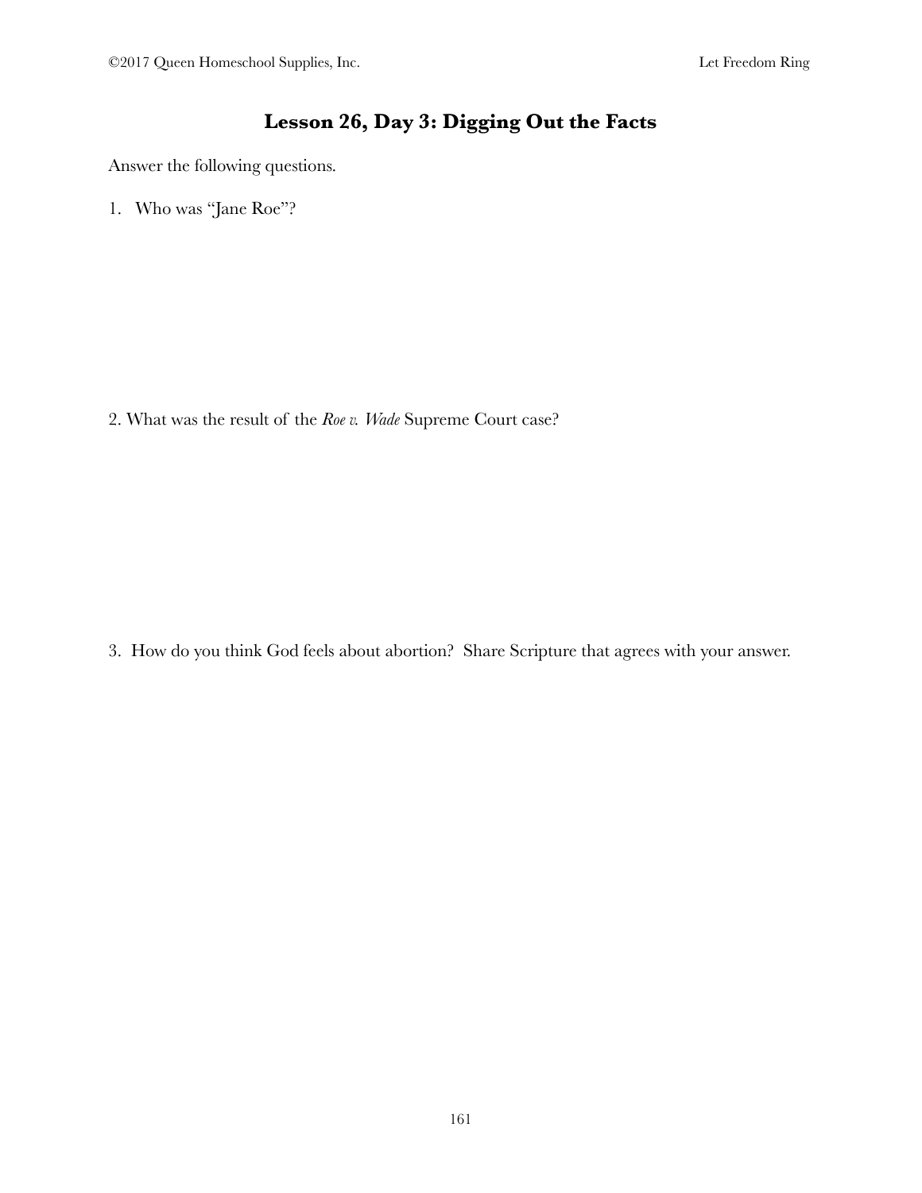## Lesson 26, Day 3: Digging Out the Facts

Answer the following questions.

1. Who was "Jane Roe"?

2. What was the result of the *Roe v. Wade* Supreme Court case?

3. How do you think God feels about abortion? Share Scripture that agrees with your answer.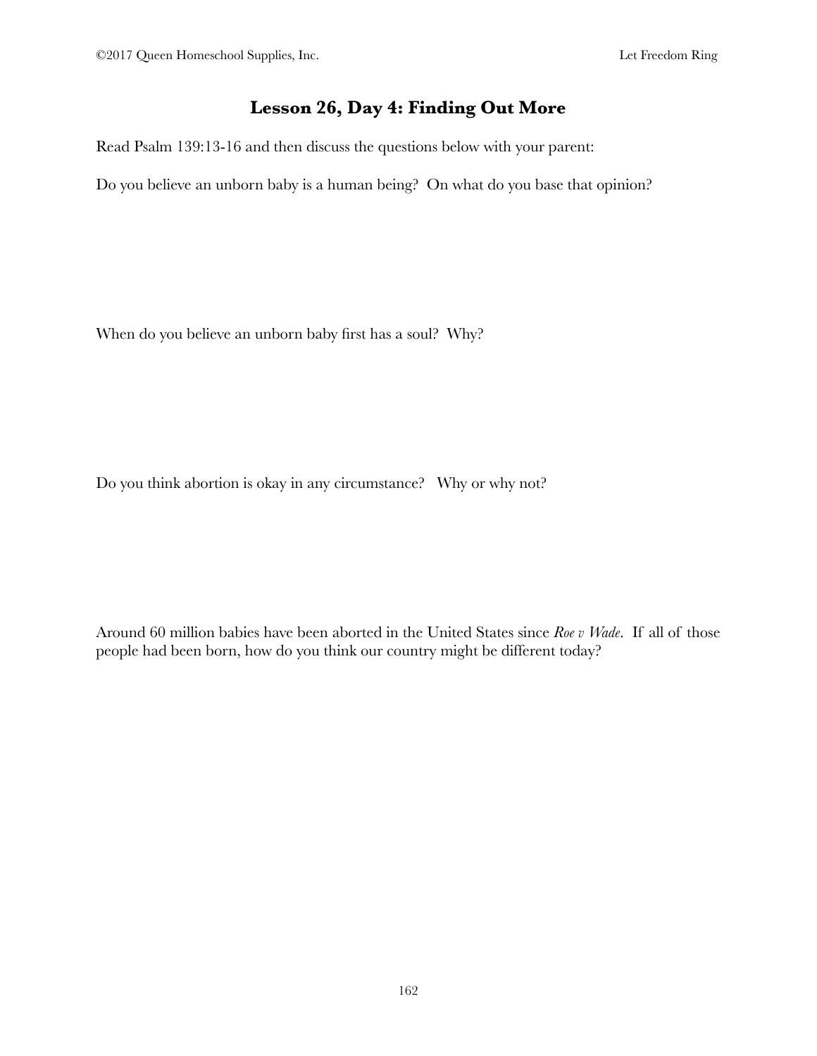## Lesson 26, Day 4: Finding Out More

Read Psalm 139:13-16 and then discuss the questions below with your parent:

Do you believe an unborn baby is a human being? On what do you base that opinion?

When do you believe an unborn baby first has a soul? Why?

Do you think abortion is okay in any circumstance? Why or why not?

Around 60 million babies have been aborted in the United States since *Roe v Wade*. If all of those people had been born, how do you think our country might be different today?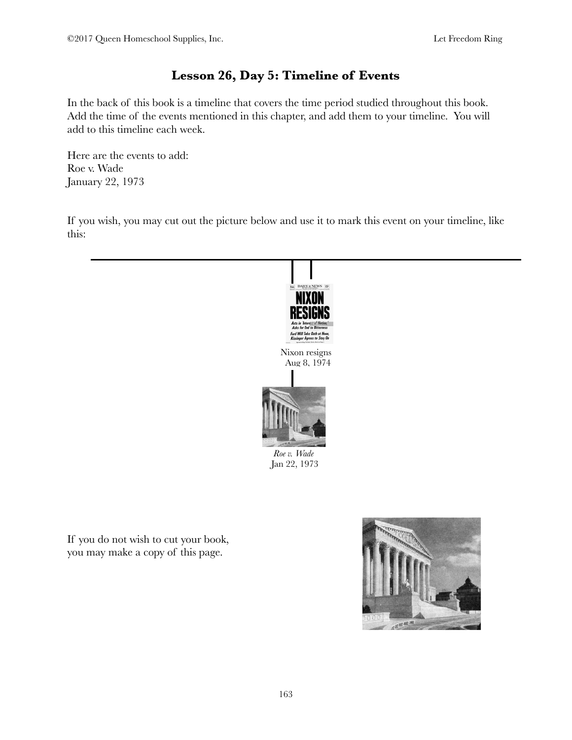# Lesson 26, Day 5: Timeline of Events

In the back of this book is a timeline that covers the time period studied throughout this book. Add the time of the events mentioned in this chapter, and add them to your timeline. You will add to this timeline each week.

Here are the events to add:
Roe v. Wade
January 22, 1973

If you wish, you may cut out the picture below and use it to mark this event on your timeline, like this:

Nixon resigns
Aug 8, 1974

*Roe v. Wade*
Jan 22, 1973

If you do not wish to cut your book, you may make a copy of this page.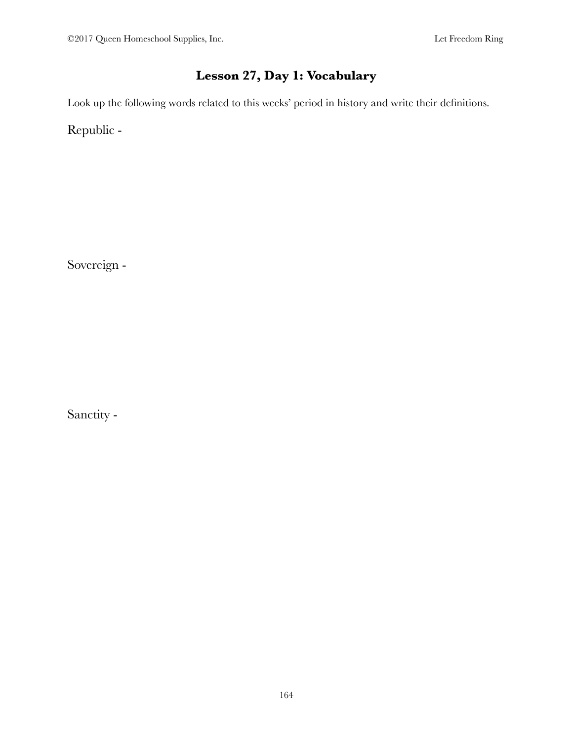## Lesson 27, Day 1: Vocabulary

Look up the following words related to this weeks' period in history and write their definitions.

Republic -

Sovereign -

Sanctity -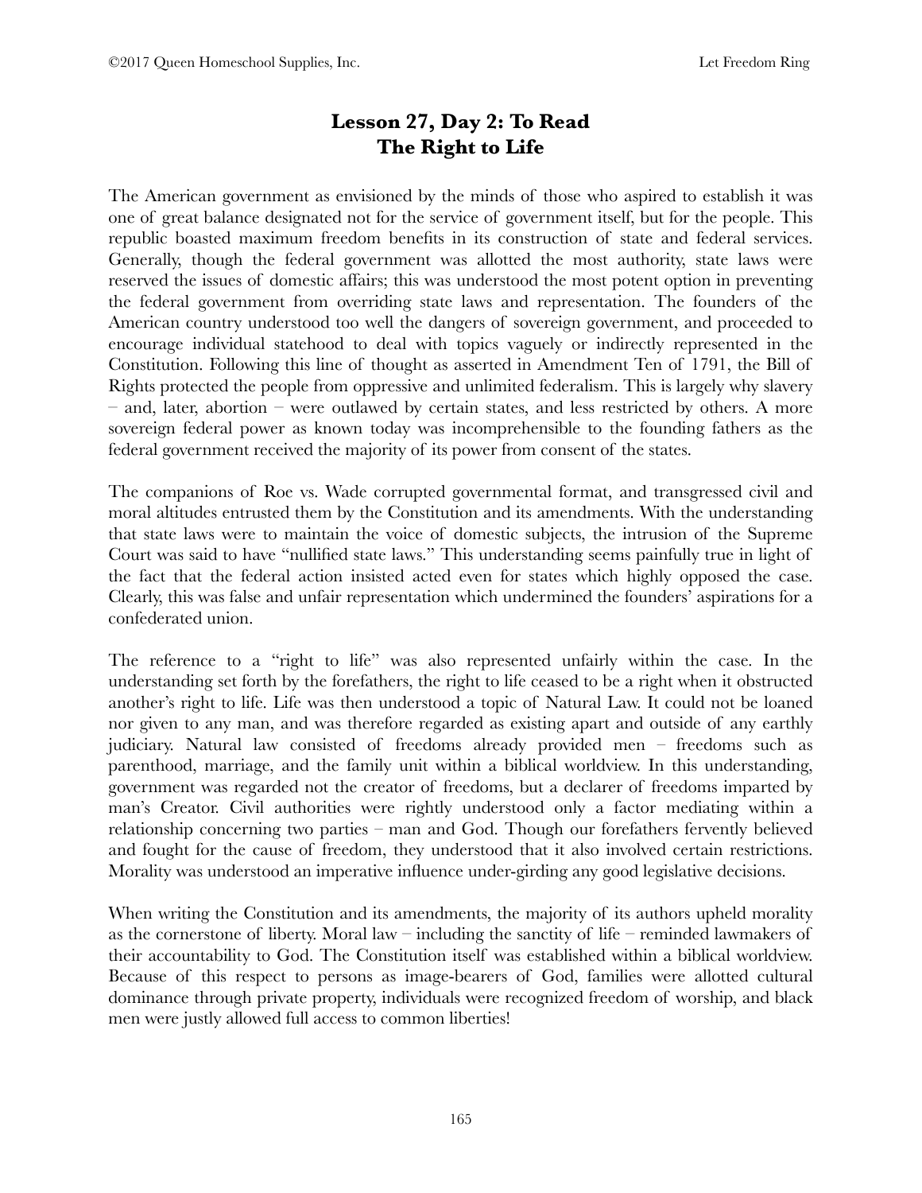# Lesson 27, Day 2: To Read
# The Right to Life

The American government as envisioned by the minds of those who aspired to establish it was one of great balance designated not for the service of government itself, but for the people. This republic boasted maximum freedom benefits in its construction of state and federal services. Generally, though the federal government was allotted the most authority, state laws were reserved the issues of domestic affairs; this was understood the most potent option in preventing the federal government from overriding state laws and representation. The founders of the American country understood too well the dangers of sovereign government, and proceeded to encourage individual statehood to deal with topics vaguely or indirectly represented in the Constitution. Following this line of thought as asserted in Amendment Ten of 1791, the Bill of Rights protected the people from oppressive and unlimited federalism. This is largely why slavery – and, later, abortion – were outlawed by certain states, and less restricted by others. A more sovereign federal power as known today was incomprehensible to the founding fathers as the federal government received the majority of its power from consent of the states.

The companions of Roe vs. Wade corrupted governmental format, and transgressed civil and moral altitudes entrusted them by the Constitution and its amendments. With the understanding that state laws were to maintain the voice of domestic subjects, the intrusion of the Supreme Court was said to have "nullified state laws." This understanding seems painfully true in light of the fact that the federal action insisted acted even for states which highly opposed the case. Clearly, this was false and unfair representation which undermined the founders' aspirations for a confederated union.

The reference to a "right to life" was also represented unfairly within the case. In the understanding set forth by the forefathers, the right to life ceased to be a right when it obstructed another's right to life. Life was then understood a topic of Natural Law. It could not be loaned nor given to any man, and was therefore regarded as existing apart and outside of any earthly judiciary. Natural law consisted of freedoms already provided men – freedoms such as parenthood, marriage, and the family unit within a biblical worldview. In this understanding, government was regarded not the creator of freedoms, but a declarer of freedoms imparted by man's Creator. Civil authorities were rightly understood only a factor mediating within a relationship concerning two parties – man and God. Though our forefathers fervently believed and fought for the cause of freedom, they understood that it also involved certain restrictions. Morality was understood an imperative influence under-girding any good legislative decisions.

When writing the Constitution and its amendments, the majority of its authors upheld morality as the cornerstone of liberty. Moral law – including the sanctity of life – reminded lawmakers of their accountability to God. The Constitution itself was established within a biblical worldview. Because of this respect to persons as image-bearers of God, families were allotted cultural dominance through private property, individuals were recognized freedom of worship, and black men were justly allowed full access to common liberties!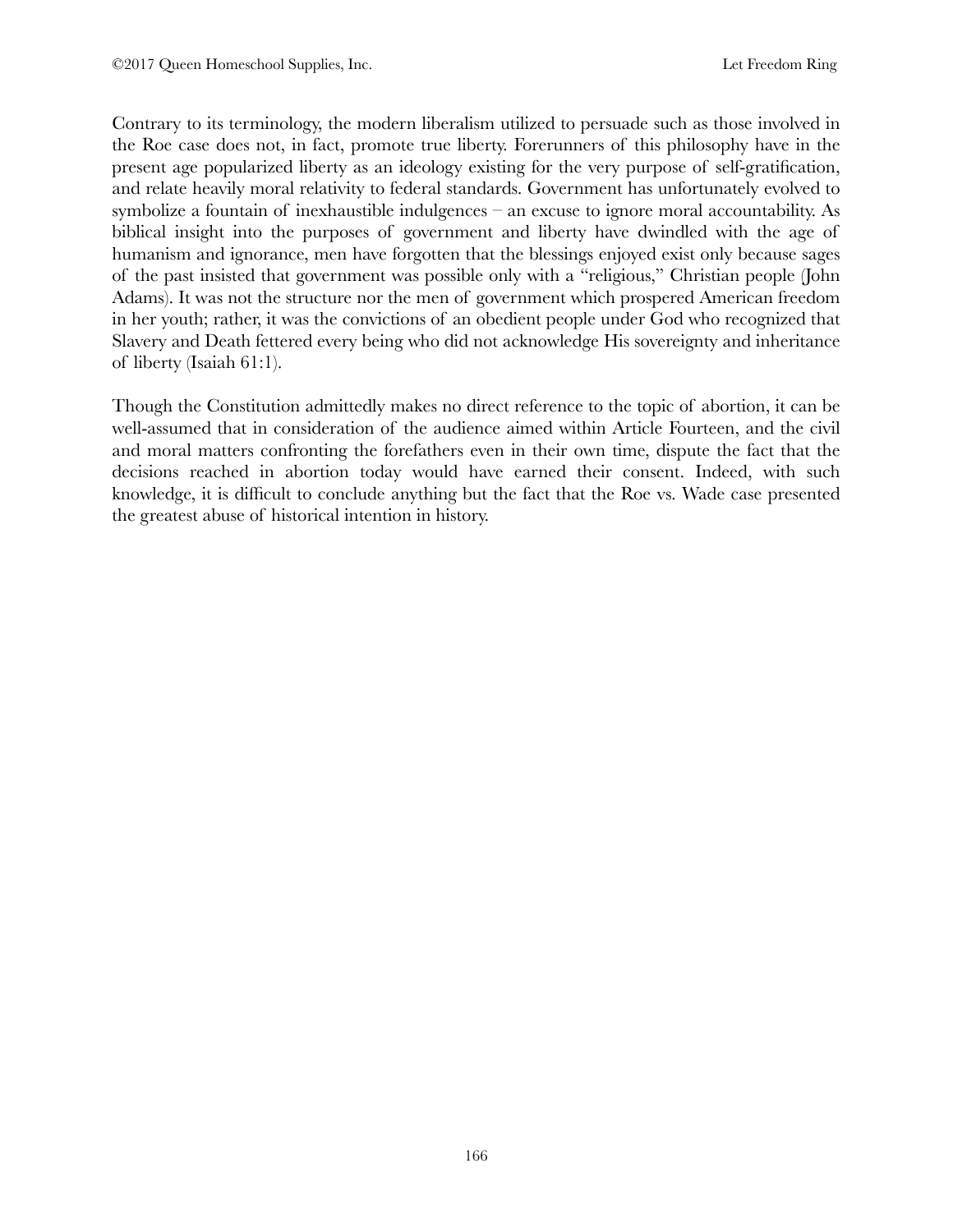Contrary to its terminology, the modern liberalism utilized to persuade such as those involved in the Roe case does not, in fact, promote true liberty. Forerunners of this philosophy have in the present age popularized liberty as an ideology existing for the very purpose of self-gratification, and relate heavily moral relativity to federal standards. Government has unfortunately evolved to symbolize a fountain of inexhaustible indulgences – an excuse to ignore moral accountability. As biblical insight into the purposes of government and liberty have dwindled with the age of humanism and ignorance, men have forgotten that the blessings enjoyed exist only because sages of the past insisted that government was possible only with a "religious," Christian people (John Adams). It was not the structure nor the men of government which prospered American freedom in her youth; rather, it was the convictions of an obedient people under God who recognized that Slavery and Death fettered every being who did not acknowledge His sovereignty and inheritance of liberty (Isaiah 61:1).

Though the Constitution admittedly makes no direct reference to the topic of abortion, it can be well-assumed that in consideration of the audience aimed within Article Fourteen, and the civil and moral matters confronting the forefathers even in their own time, dispute the fact that the decisions reached in abortion today would have earned their consent. Indeed, with such knowledge, it is difficult to conclude anything but the fact that the Roe vs. Wade case presented the greatest abuse of historical intention in history.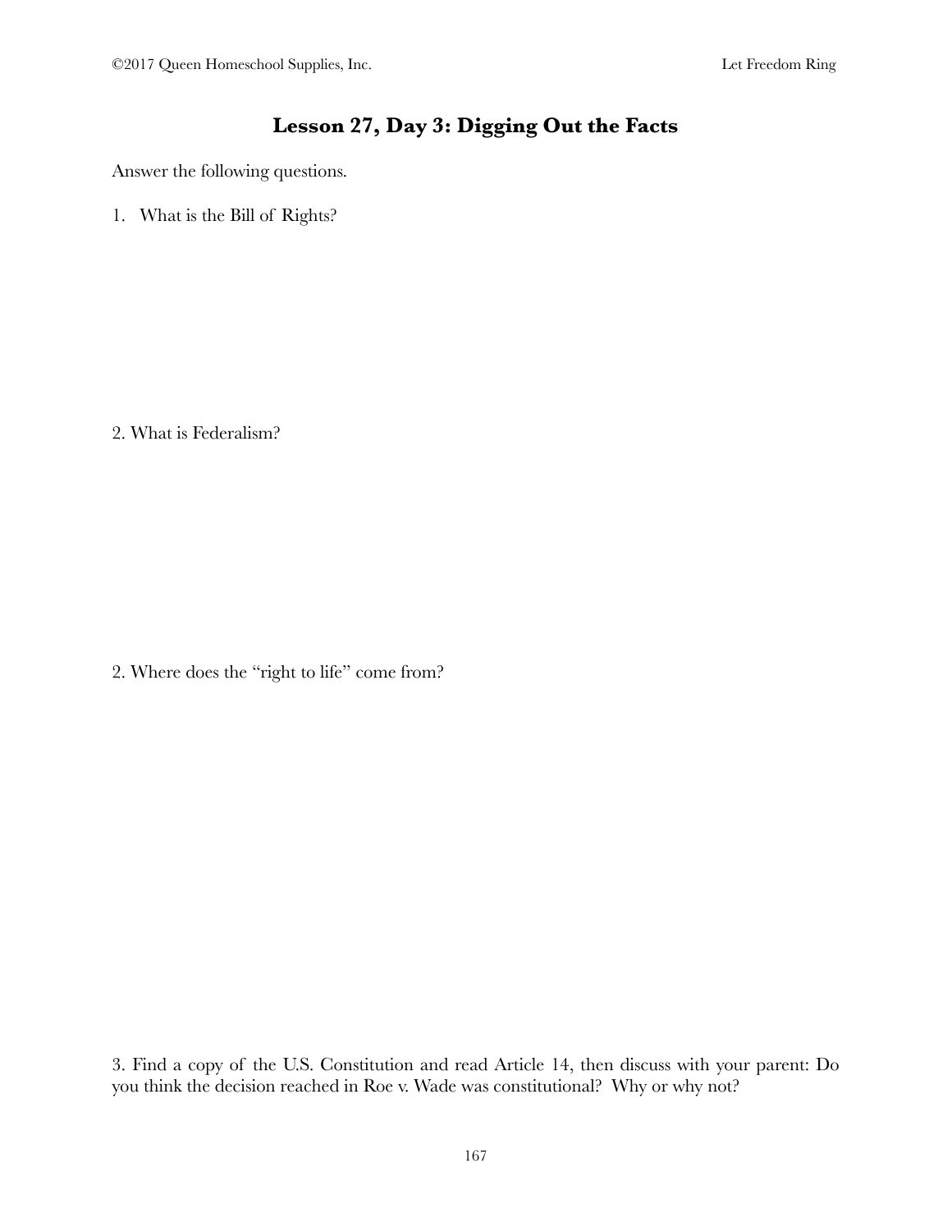## Lesson 27, Day 3: Digging Out the Facts

Answer the following questions.

1. What is the Bill of Rights?

2. What is Federalism?

2. Where does the "right to life" come from?

3. Find a copy of the U.S. Constitution and read Article 14, then discuss with your parent: Do you think the decision reached in Roe v. Wade was constitutional? Why or why not?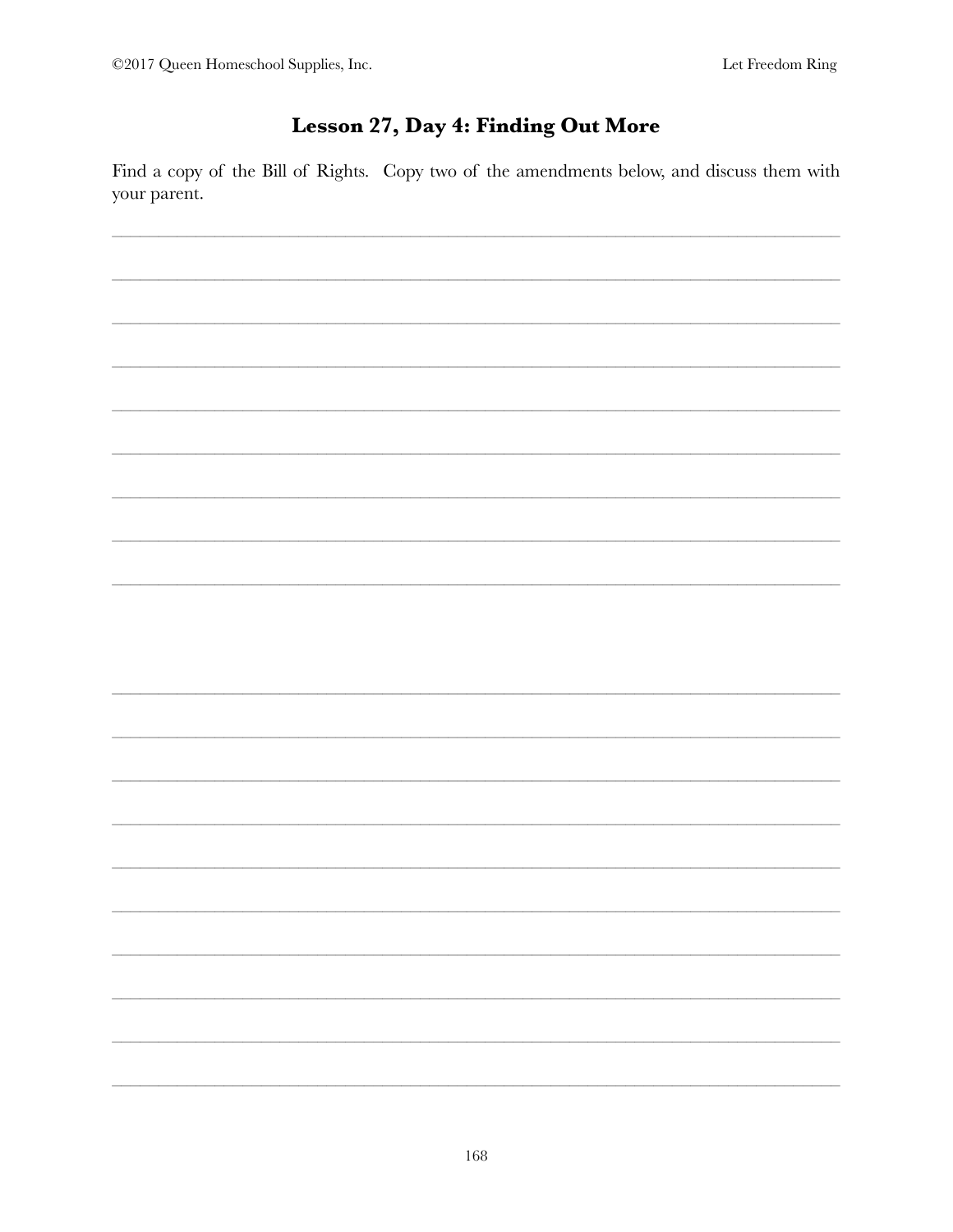## Lesson 27, Day 4: Finding Out More

Find a copy of the Bill of Rights. Copy two of the amendments below, and discuss them with your parent.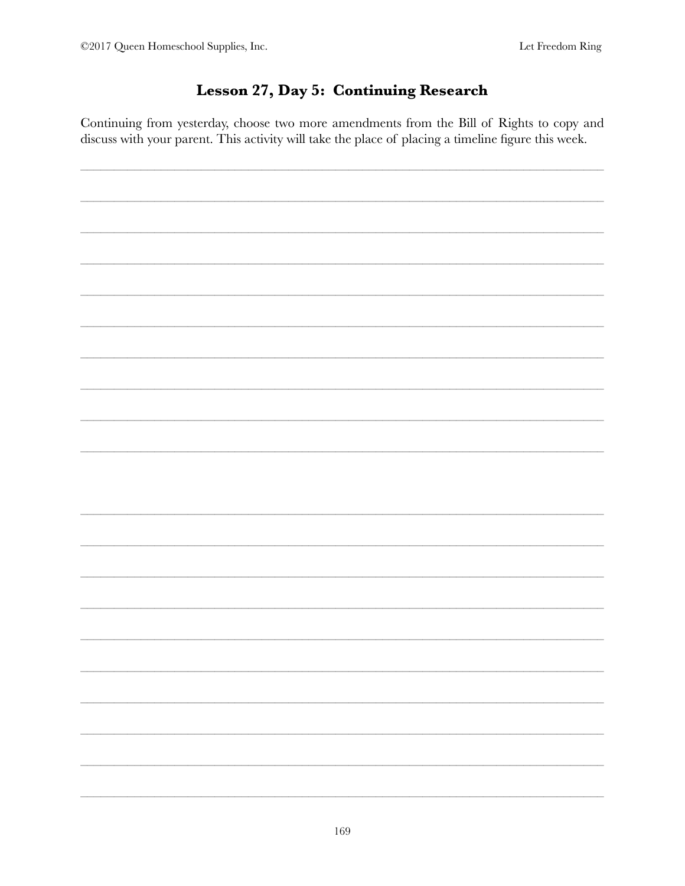## Lesson 27, Day 5: Continuing Research

Continuing from yesterday, choose two more amendments from the Bill of Rights to copy and discuss with your parent. This activity will take the place of placing a timeline figure this week.